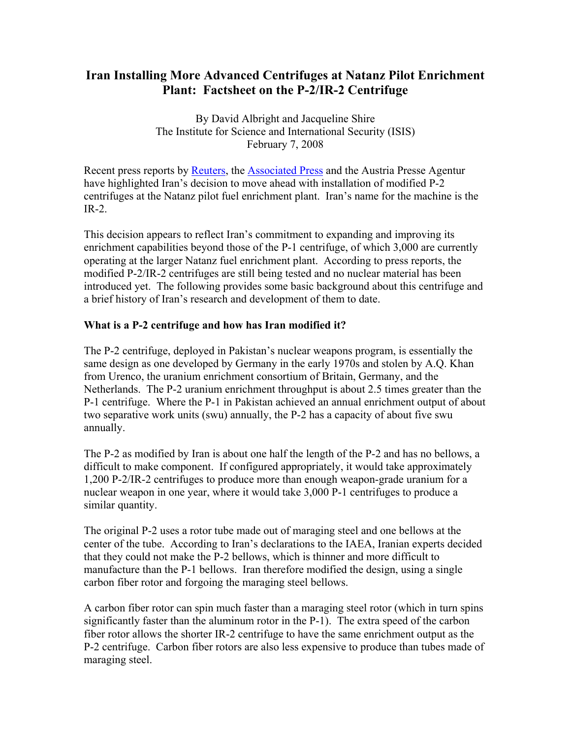# Iran Installing More Advanced Centrifuges at Natanz Pilot Enrichment Plant: Factsheet on the P-2/IR-2 Centrifuge

By David Albright and Jacqueline Shire
The Institute for Science and International Security (ISIS)
February 7, 2008

Recent press reports by Reuters, the Associated Press and the Austria Presse Agentur have highlighted Iran's decision to move ahead with installation of modified P-2 centrifuges at the Natanz pilot fuel enrichment plant. Iran's name for the machine is the IR-2.

This decision appears to reflect Iran's commitment to expanding and improving its enrichment capabilities beyond those of the P-1 centrifuge, of which 3,000 are currently operating at the larger Natanz fuel enrichment plant. According to press reports, the modified P-2/IR-2 centrifuges are still being tested and no nuclear material has been introduced yet. The following provides some basic background about this centrifuge and a brief history of Iran's research and development of them to date.

**What is a P-2 centrifuge and how has Iran modified it?**

The P-2 centrifuge, deployed in Pakistan's nuclear weapons program, is essentially the same design as one developed by Germany in the early 1970s and stolen by A.Q. Khan from Urenco, the uranium enrichment consortium of Britain, Germany, and the Netherlands. The P-2 uranium enrichment throughput is about 2.5 times greater than the P-1 centrifuge. Where the P-1 in Pakistan achieved an annual enrichment output of about two separative work units (swu) annually, the P-2 has a capacity of about five swu annually.

The P-2 as modified by Iran is about one half the length of the P-2 and has no bellows, a difficult to make component. If configured appropriately, it would take approximately 1,200 P-2/IR-2 centrifuges to produce more than enough weapon-grade uranium for a nuclear weapon in one year, where it would take 3,000 P-1 centrifuges to produce a similar quantity.

The original P-2 uses a rotor tube made out of maraging steel and one bellows at the center of the tube. According to Iran's declarations to the IAEA, Iranian experts decided that they could not make the P-2 bellows, which is thinner and more difficult to manufacture than the P-1 bellows. Iran therefore modified the design, using a single carbon fiber rotor and forgoing the maraging steel bellows.

A carbon fiber rotor can spin much faster than a maraging steel rotor (which in turn spins significantly faster than the aluminum rotor in the P-1). The extra speed of the carbon fiber rotor allows the shorter IR-2 centrifuge to have the same enrichment output as the P-2 centrifuge. Carbon fiber rotors are also less expensive to produce than tubes made of maraging steel.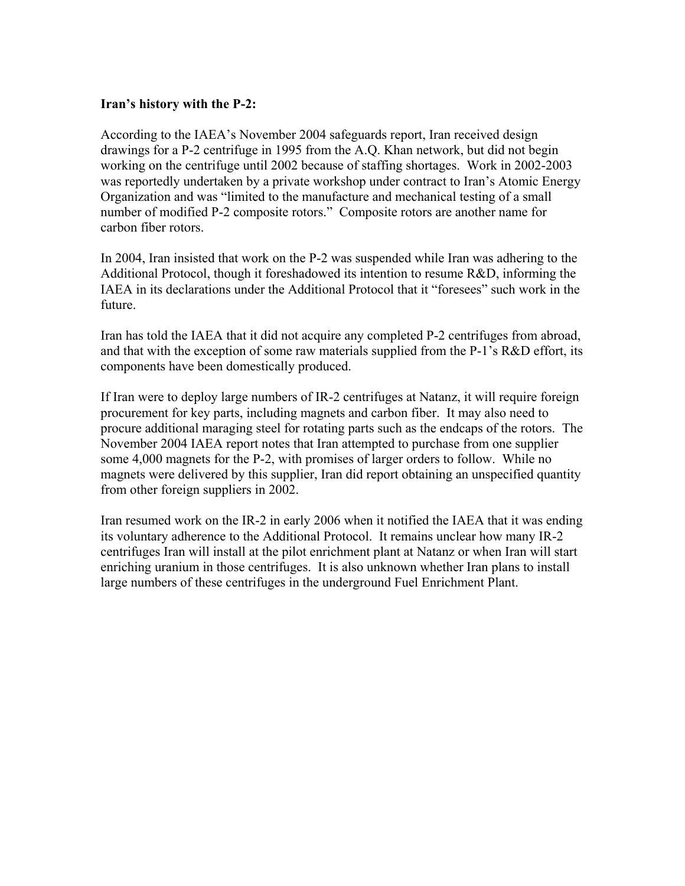**Iran's history with the P-2:**

According to the IAEA's November 2004 safeguards report, Iran received design drawings for a P-2 centrifuge in 1995 from the A.Q. Khan network, but did not begin working on the centrifuge until 2002 because of staffing shortages. Work in 2002-2003 was reportedly undertaken by a private workshop under contract to Iran's Atomic Energy Organization and was "limited to the manufacture and mechanical testing of a small number of modified P-2 composite rotors." Composite rotors are another name for carbon fiber rotors.

In 2004, Iran insisted that work on the P-2 was suspended while Iran was adhering to the Additional Protocol, though it foreshadowed its intention to resume R&D, informing the IAEA in its declarations under the Additional Protocol that it "foresees" such work in the future.

Iran has told the IAEA that it did not acquire any completed P-2 centrifuges from abroad, and that with the exception of some raw materials supplied from the P-1's R&D effort, its components have been domestically produced.

If Iran were to deploy large numbers of IR-2 centrifuges at Natanz, it will require foreign procurement for key parts, including magnets and carbon fiber. It may also need to procure additional maraging steel for rotating parts such as the endcaps of the rotors. The November 2004 IAEA report notes that Iran attempted to purchase from one supplier some 4,000 magnets for the P-2, with promises of larger orders to follow. While no magnets were delivered by this supplier, Iran did report obtaining an unspecified quantity from other foreign suppliers in 2002.

Iran resumed work on the IR-2 in early 2006 when it notified the IAEA that it was ending its voluntary adherence to the Additional Protocol. It remains unclear how many IR-2 centrifuges Iran will install at the pilot enrichment plant at Natanz or when Iran will start enriching uranium in those centrifuges. It is also unknown whether Iran plans to install large numbers of these centrifuges in the underground Fuel Enrichment Plant.